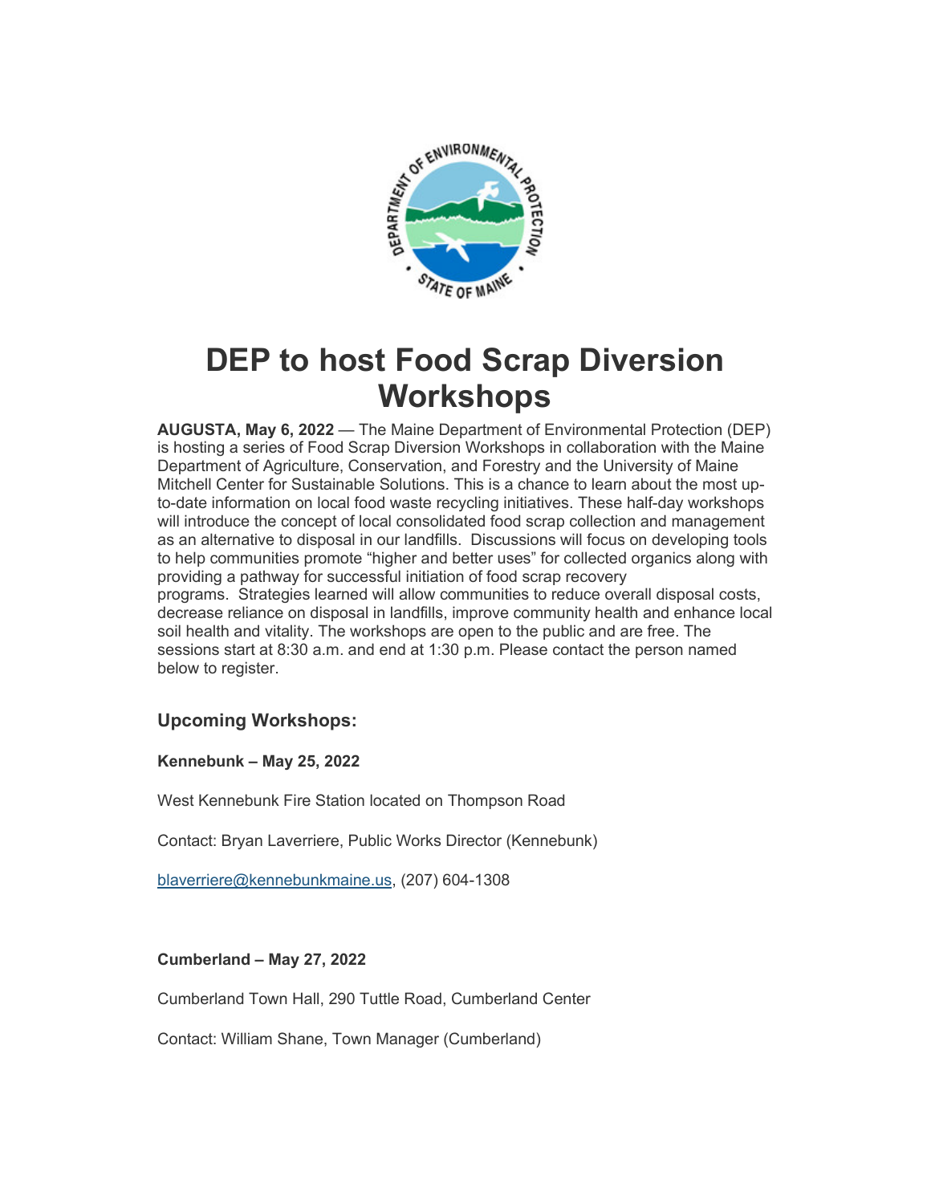# DEP to host Food Scrap Diversion Workshops

**AUGUSTA, May 6, 2022** — The Maine Department of Environmental Protection (DEP) is hosting a series of Food Scrap Diversion Workshops in collaboration with the Maine Department of Agriculture, Conservation, and Forestry and the University of Maine Mitchell Center for Sustainable Solutions. This is a chance to learn about the most up-to-date information on local food waste recycling initiatives. These half-day workshops will introduce the concept of local consolidated food scrap collection and management as an alternative to disposal in our landfills. Discussions will focus on developing tools to help communities promote "higher and better uses" for collected organics along with providing a pathway for successful initiation of food scrap recovery programs. Strategies learned will allow communities to reduce overall disposal costs, decrease reliance on disposal in landfills, improve community health and enhance local soil health and vitality. The workshops are open to the public and are free. The sessions start at 8:30 a.m. and end at 1:30 p.m. Please contact the person named below to register.

### Upcoming Workshops:

**Kennebunk – May 25, 2022**

West Kennebunk Fire Station located on Thompson Road

Contact: Bryan Laverriere, Public Works Director (Kennebunk)

blaverriere@kennebunkmaine.us, (207) 604-1308

**Cumberland – May 27, 2022**

Cumberland Town Hall, 290 Tuttle Road, Cumberland Center

Contact: William Shane, Town Manager (Cumberland)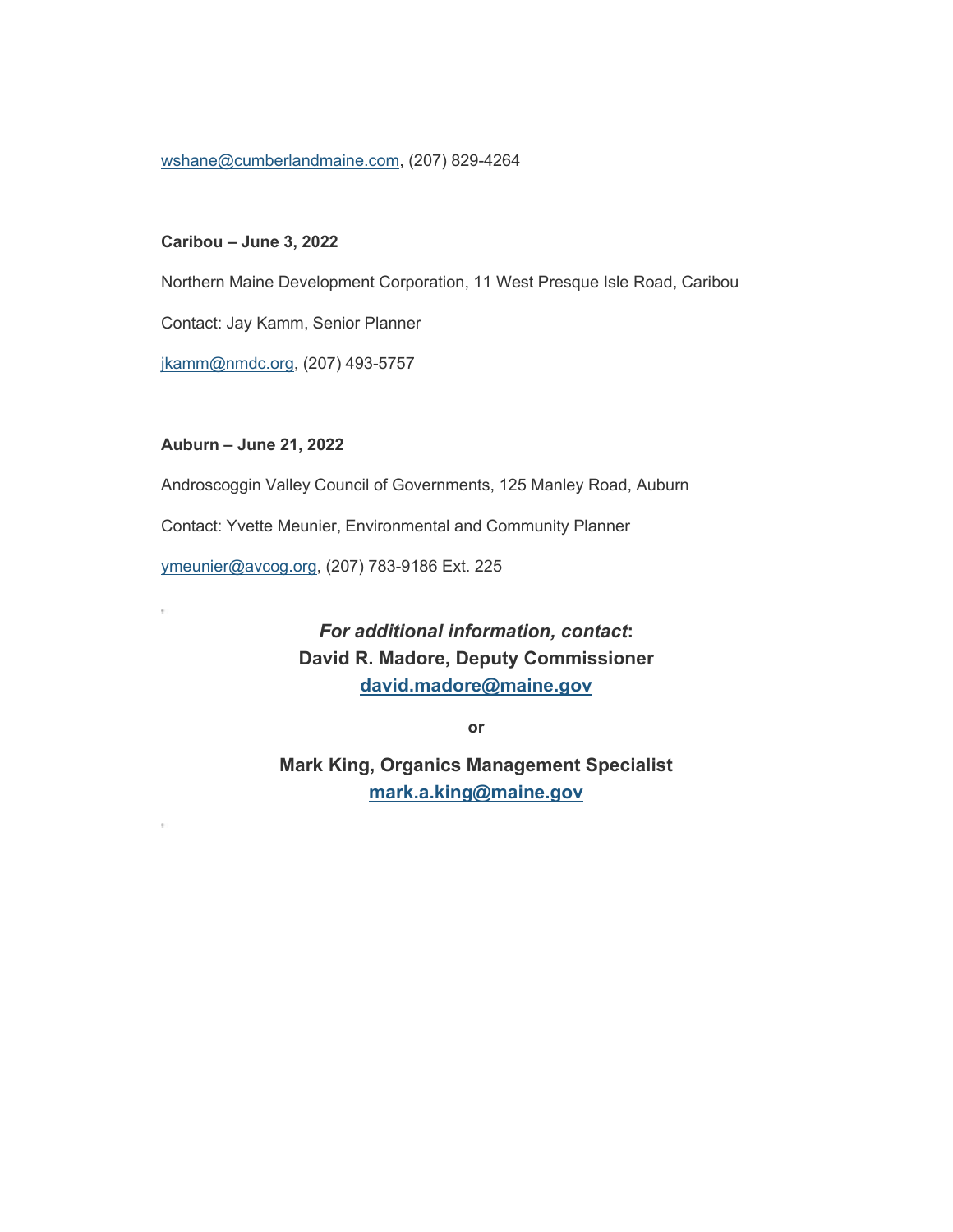wshane@cumberlandmaine.com, (207) 829-4264

**Caribou – June 3, 2022**

Northern Maine Development Corporation, 11 West Presque Isle Road, Caribou

Contact: Jay Kamm, Senior Planner

jkamm@nmdc.org, (207) 493-5757

**Auburn – June 21, 2022**

Androscoggin Valley Council of Governments, 125 Manley Road, Auburn

Contact: Yvette Meunier, Environmental and Community Planner

ymeunier@avcog.org, (207) 783-9186 Ext. 225

***For additional information, contact*:**
**David R. Madore, Deputy Commissioner**
**david.madore@maine.gov**

**or**

**Mark King, Organics Management Specialist**
**mark.a.king@maine.gov**